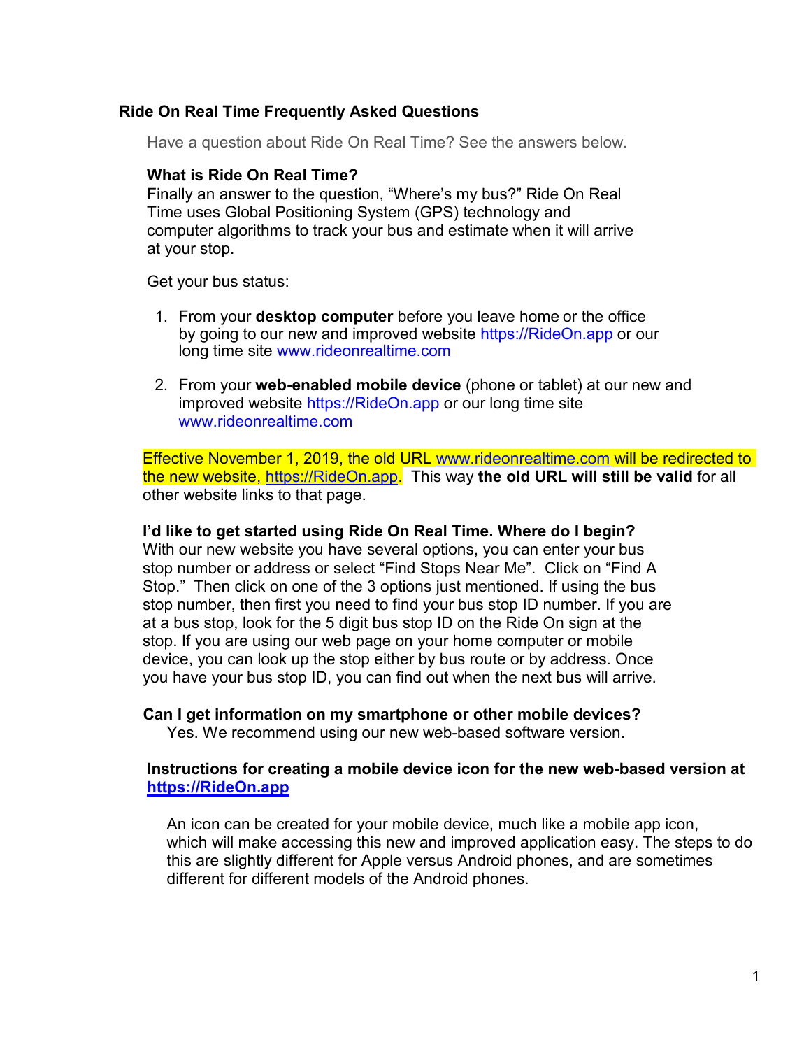# Ride On Real Time Frequently Asked Questions

Have a question about Ride On Real Time? See the answers below.

### What is Ride On Real Time?

Finally an answer to the question, "Where's my bus?" Ride On Real Time uses Global Positioning System (GPS) technology and computer algorithms to track your bus and estimate when it will arrive at your stop.

Get your bus status:

1. From your **desktop computer** before you leave home or the office by going to our new and improved website https://RideOn.app or our long time site www.rideonrealtime.com

2. From your **web-enabled mobile device** (phone or tablet) at our new and improved website https://RideOn.app or our long time site www.rideonrealtime.com

Effective November 1, 2019, the old URL www.rideonrealtime.com will be redirected to the new website, https://RideOn.app. This way **the old URL will still be valid** for all other website links to that page.

### I'd like to get started using Ride On Real Time. Where do I begin?

With our new website you have several options, you can enter your bus stop number or address or select "Find Stops Near Me". Click on "Find A Stop." Then click on one of the 3 options just mentioned. If using the bus stop number, then first you need to find your bus stop ID number. If you are at a bus stop, look for the 5 digit bus stop ID on the Ride On sign at the stop. If you are using our web page on your home computer or mobile device, you can look up the stop either by bus route or by address. Once you have your bus stop ID, you can find out when the next bus will arrive.

### Can I get information on my smartphone or other mobile devices?

Yes. We recommend using our new web-based software version.

### Instructions for creating a mobile device icon for the new web-based version at https://RideOn.app

An icon can be created for your mobile device, much like a mobile app icon, which will make accessing this new and improved application easy. The steps to do this are slightly different for Apple versus Android phones, and are sometimes different for different models of the Android phones.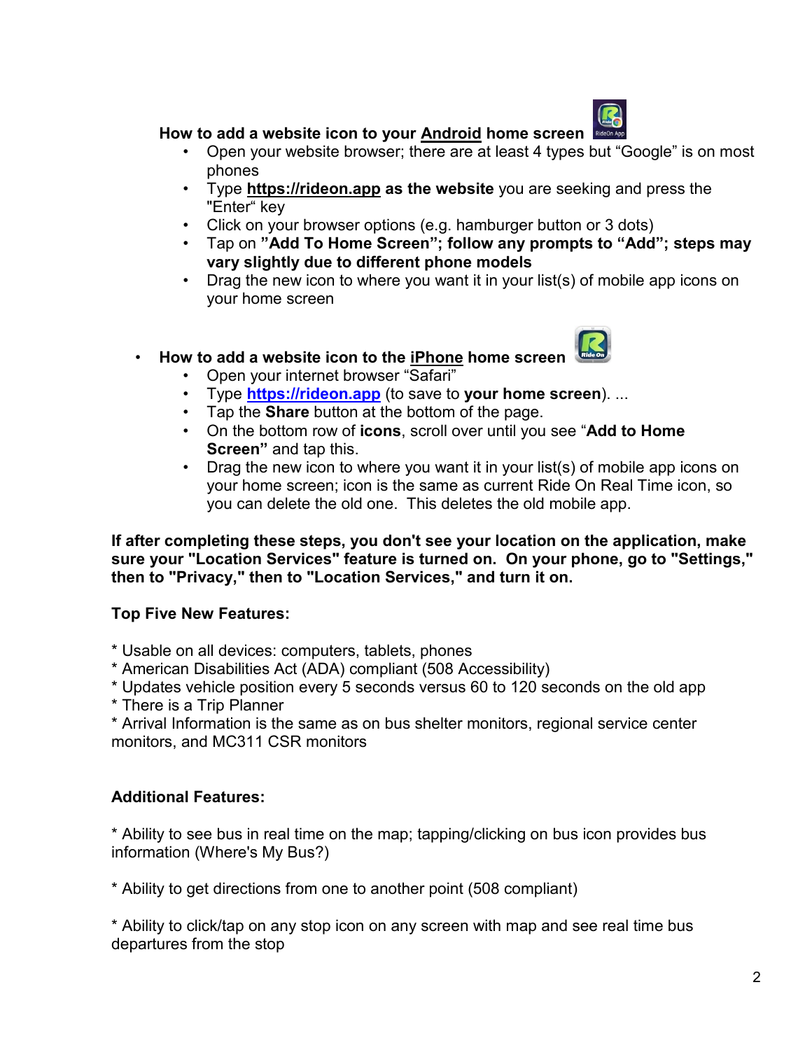**How to add a website icon to your <u>Android</u> home screen**

- Open your website browser; there are at least 4 types but "Google" is on most phones
- Type **https://rideon.app as the website** you are seeking and press the "Enter" key
- Click on your browser options (e.g. hamburger button or 3 dots)
- Tap on **"Add To Home Screen"; follow any prompts to "Add"; steps may vary slightly due to different phone models**
- Drag the new icon to where you want it in your list(s) of mobile app icons on your home screen

- **How to add a website icon to the <u>iPhone</u> home screen**
  - Open your internet browser "Safari"
  - Type **https://rideon.app** (to save to **your home screen**). ...
  - Tap the **Share** button at the bottom of the page.
  - On the bottom row of **icons**, scroll over until you see "**Add to Home Screen"** and tap this.
  - Drag the new icon to where you want it in your list(s) of mobile app icons on your home screen; icon is the same as current Ride On Real Time icon, so you can delete the old one. This deletes the old mobile app.

**If after completing these steps, you don't see your location on the application, make sure your "Location Services" feature is turned on. On your phone, go to "Settings," then to "Privacy," then to "Location Services," and turn it on.**

**Top Five New Features:**

* Usable on all devices: computers, tablets, phones
* American Disabilities Act (ADA) compliant (508 Accessibility)
* Updates vehicle position every 5 seconds versus 60 to 120 seconds on the old app
* There is a Trip Planner
* Arrival Information is the same as on bus shelter monitors, regional service center monitors, and MC311 CSR monitors

**Additional Features:**

* Ability to see bus in real time on the map; tapping/clicking on bus icon provides bus information (Where's My Bus?)

* Ability to get directions from one to another point (508 compliant)

* Ability to click/tap on any stop icon on any screen with map and see real time bus departures from the stop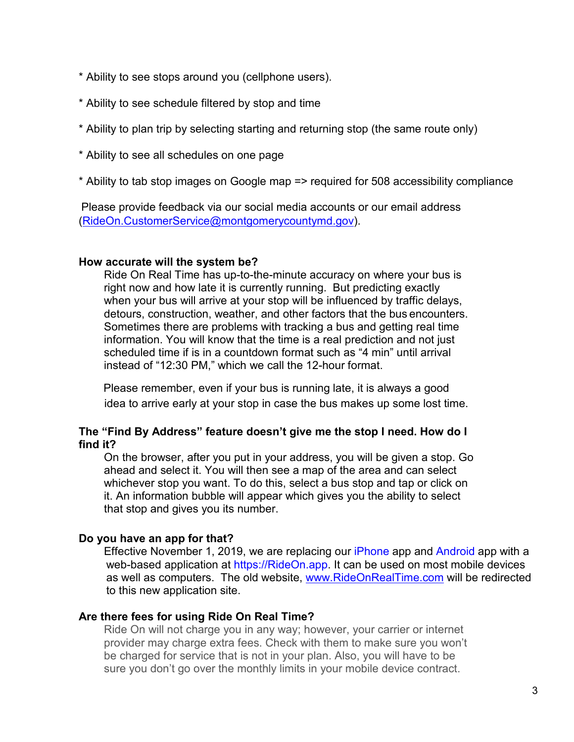* Ability to see stops around you (cellphone users).

* Ability to see schedule filtered by stop and time

* Ability to plan trip by selecting starting and returning stop (the same route only)

* Ability to see all schedules on one page

* Ability to tab stop images on Google map => required for 508 accessibility compliance

Please provide feedback via our social media accounts or our email address (RideOn.CustomerService@montgomerycountymd.gov).

**How accurate will the system be?**

Ride On Real Time has up-to-the-minute accuracy on where your bus is right now and how late it is currently running. But predicting exactly when your bus will arrive at your stop will be influenced by traffic delays, detours, construction, weather, and other factors that the bus encounters. Sometimes there are problems with tracking a bus and getting real time information. You will know that the time is a real prediction and not just scheduled time if is in a countdown format such as "4 min" until arrival instead of "12:30 PM," which we call the 12-hour format.

Please remember, even if your bus is running late, it is always a good idea to arrive early at your stop in case the bus makes up some lost time.

**The "Find By Address" feature doesn't give me the stop I need. How do I find it?**

On the browser, after you put in your address, you will be given a stop. Go ahead and select it. You will then see a map of the area and can select whichever stop you want. To do this, select a bus stop and tap or click on it. An information bubble will appear which gives you the ability to select that stop and gives you its number.

**Do you have an app for that?**

Effective November 1, 2019, we are replacing our iPhone app and Android app with a web-based application at https://RideOn.app. It can be used on most mobile devices as well as computers. The old website, www.RideOnRealTime.com will be redirected to this new application site.

**Are there fees for using Ride On Real Time?**

Ride On will not charge you in any way; however, your carrier or internet provider may charge extra fees. Check with them to make sure you won't be charged for service that is not in your plan. Also, you will have to be sure you don't go over the monthly limits in your mobile device contract.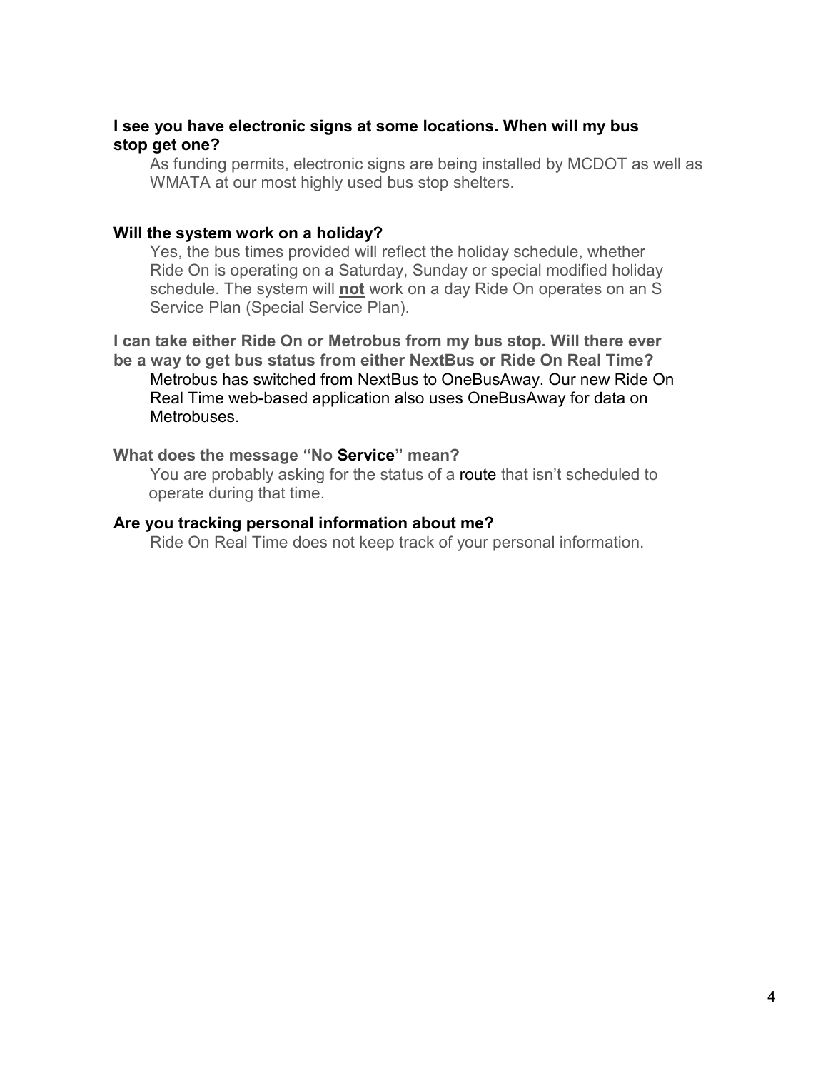**I see you have electronic signs at some locations. When will my bus stop get one?**

As funding permits, electronic signs are being installed by MCDOT as well as WMATA at our most highly used bus stop shelters.

**Will the system work on a holiday?**

Yes, the bus times provided will reflect the holiday schedule, whether Ride On is operating on a Saturday, Sunday or special modified holiday schedule. The system will **not** work on a day Ride On operates on an S Service Plan (Special Service Plan).

**I can take either Ride On or Metrobus from my bus stop. Will there ever be a way to get bus status from either NextBus or Ride On Real Time?**

Metrobus has switched from NextBus to OneBusAway. Our new Ride On Real Time web-based application also uses OneBusAway for data on Metrobuses.

**What does the message "No Service" mean?**

You are probably asking for the status of a route that isn't scheduled to operate during that time.

**Are you tracking personal information about me?**

Ride On Real Time does not keep track of your personal information.